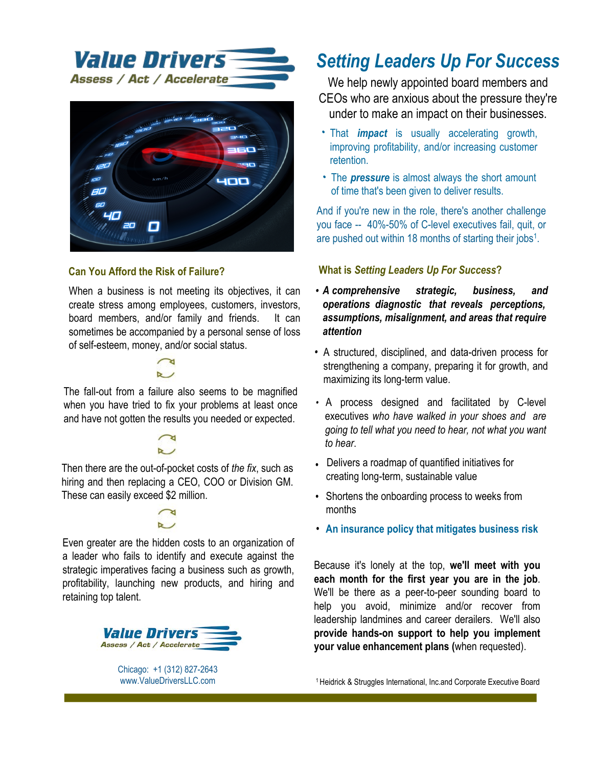# Value Drivers

Assess / Act / Accelerate

## Can You Afford the Risk of Failure?

When a business is not meeting its objectives, it can create stress among employees, customers, investors, board members, and/or family and friends. It can sometimes be accompanied by a personal sense of loss of self-esteem, money, and/or social status.

The fall-out from a failure also seems to be magnified when you have tried to fix your problems at least once and have not gotten the results you needed or expected.

Then there are the out-of-pocket costs of *the fix*, such as hiring and then replacing a CEO, COO or Division GM. These can easily exceed $2 million.

Even greater are the hidden costs to an organization of a leader who fails to identify and execute against the strategic imperatives facing a business such as growth, profitability, launching new products, and hiring and retaining top talent.

**Value Drivers**

Assess / Act / Accelerate

Chicago: +1 (312) 827-2643
www.ValueDriversLLC.com

# *Setting Leaders Up For Success*

We help newly appointed board members and CEOs who are anxious about the pressure they're under to make an impact on their businesses.

- That ***impact*** is usually accelerating growth, improving profitability, and/or increasing customer retention.
- The ***pressure*** is almost always the short amount of time that's been given to deliver results.

And if you're new in the role, there's another challenge you face -- 40%-50% of C-level executives fail, quit, or are pushed out within 18 months of starting their jobs[1].

## What is *Setting Leaders Up For Success*?

- ***A comprehensive strategic, business, and operations diagnostic that reveals perceptions, assumptions, misalignment, and areas that require attention***
- A structured, disciplined, and data-driven process for strengthening a company, preparing it for growth, and maximizing its long-term value.
- A process designed and facilitated by C-level executives *who have walked in your shoes and are going to tell what you need to hear, not what you want to hear*.
- Delivers a roadmap of quantified initiatives for creating long-term, sustainable value
- Shortens the onboarding process to weeks from months
- **An insurance policy that mitigates business risk**

Because it's lonely at the top, **we'll meet with you each month for the first year you are in the job**. We'll be there as a peer-to-peer sounding board to help you avoid, minimize and/or recover from leadership landmines and career derailers. We'll also **provide hands-on support to help you implement your value enhancement plans** (when requested).

[1] Heidrick & Struggles International, Inc.and Corporate Executive Board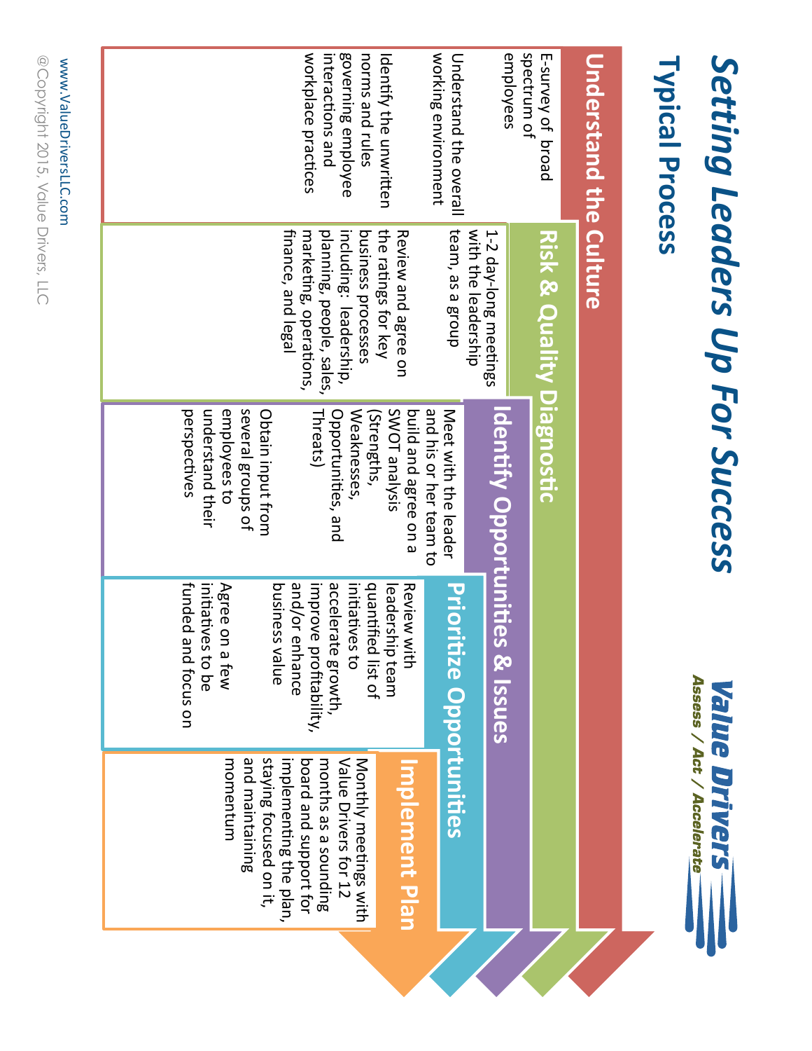# Setting Leaders Up For Success

## Typical Process

**Value Drivers**
*Assess / Act / Accelerate*

### Understand the Culture

- E-survey of broad spectrum of employees
- Understand the overall working environment
- Identify the unwritten norms and rules governing employee interactions and workplace practices

### Risk & Quality Diagnostic

- 1-2 day-long meetings with the leadership team, as a group
- Review and agree on the ratings for key business processes including: leadership, planning, people, sales, marketing, operations, finance, and legal

### Identify Opportunities & Issues

- Meet with the leader and his or her team to build and agree on a SWOT analysis (Strengths, Weaknesses, Opportunities, and Threats)
- Obtain input from several groups of employees to understand their perspectives

### Prioritize Opportunities

- Review with leadership team quantified list of initiatives to accelerate growth, improve profitability, and/or enhance business value
- Agree on a few initiatives to be funded and focus on

### Implement Plan

- Monthly meetings with Value Drivers for 12 months as a sounding board and support for implementing the plan, staying focused on it, and maintaining momentum

www.ValueDriversLLC.com

@Copyright 2015, Value Drivers, LLC